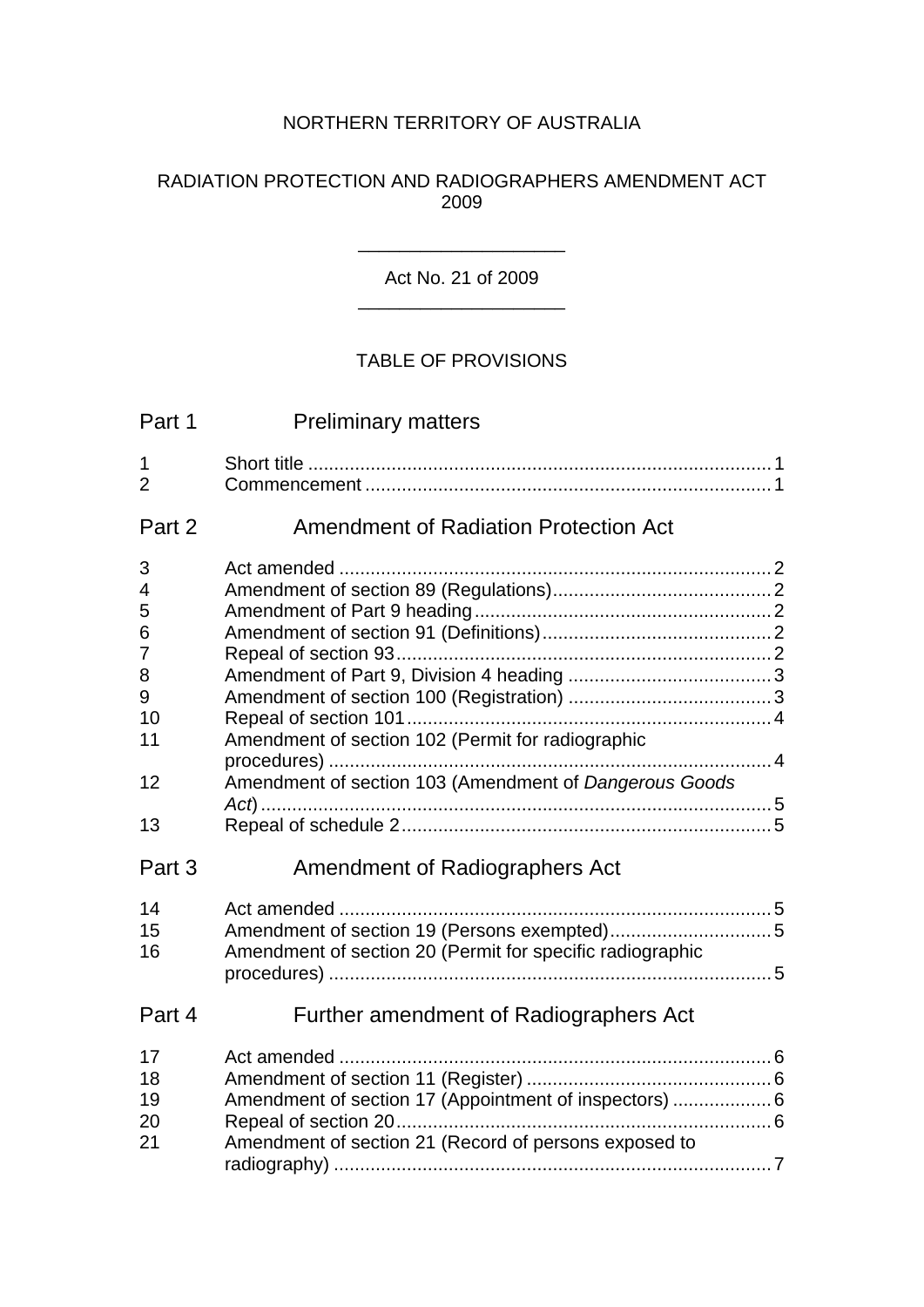NORTHERN TERRITORY OF AUSTRALIA

RADIATION PROTECTION AND RADIOGRAPHERS AMENDMENT ACT 2009

---

Act No. 21 of 2009

---

TABLE OF PROVISIONS

## Part 1 Preliminary matters

| | | |
|---|---|---|
| 1 | Short title | 1 |
| 2 | Commencement | 1 |

## Part 2 Amendment of Radiation Protection Act

| | | |
|---|---|---|
| 3 | Act amended | 2 |
| 4 | Amendment of section 89 (Regulations) | 2 |
| 5 | Amendment of Part 9 heading | 2 |
| 6 | Amendment of section 91 (Definitions) | 2 |
| 7 | Repeal of section 93 | 2 |
| 8 | Amendment of Part 9, Division 4 heading | 3 |
| 9 | Amendment of section 100 (Registration) | 3 |
| 10 | Repeal of section 101 | 4 |
| 11 | Amendment of section 102 (Permit for radiographic procedures) | 4 |
| 12 | Amendment of section 103 (Amendment of *Dangerous Goods Act*) | 5 |
| 13 | Repeal of schedule 2 | 5 |

## Part 3 Amendment of Radiographers Act

| | | |
|---|---|---|
| 14 | Act amended | 5 |
| 15 | Amendment of section 19 (Persons exempted) | 5 |
| 16 | Amendment of section 20 (Permit for specific radiographic procedures) | 5 |

## Part 4 Further amendment of Radiographers Act

| | | |
|---|---|---|
| 17 | Act amended | 6 |
| 18 | Amendment of section 11 (Register) | 6 |
| 19 | Amendment of section 17 (Appointment of inspectors) | 6 |
| 20 | Repeal of section 20 | 6 |
| 21 | Amendment of section 21 (Record of persons exposed to radiography) | 7 |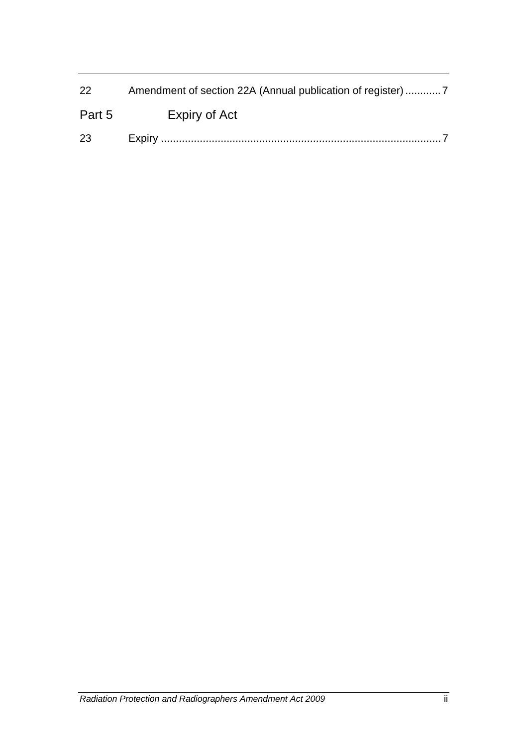| | | |
|---|---|---|
| 22 | Amendment of section 22A (Annual publication of register) | 7 |
| Part 5 | Expiry of Act | |
| 23 | Expiry | 7 |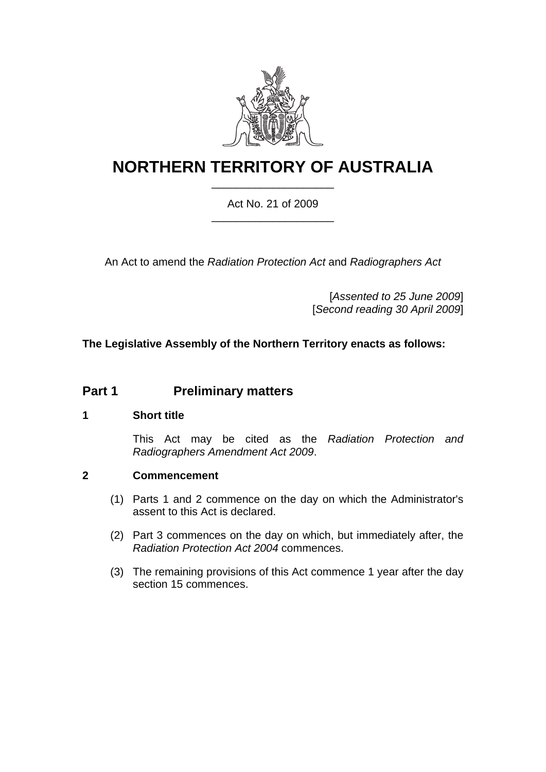# NORTHERN TERRITORY OF AUSTRALIA

Act No. 21 of 2009

An Act to amend the *Radiation Protection Act* and *Radiographers Act*

[*Assented to 25 June 2009*]
[*Second reading 30 April 2009*]

**The Legislative Assembly of the Northern Territory enacts as follows:**

## Part 1 Preliminary matters

### 1 Short title

This Act may be cited as the *Radiation Protection and Radiographers Amendment Act 2009*.

### 2 Commencement

(1) Parts 1 and 2 commence on the day on which the Administrator's assent to this Act is declared.

(2) Part 3 commences on the day on which, but immediately after, the *Radiation Protection Act 2004* commences.

(3) The remaining provisions of this Act commence 1 year after the day section 15 commences.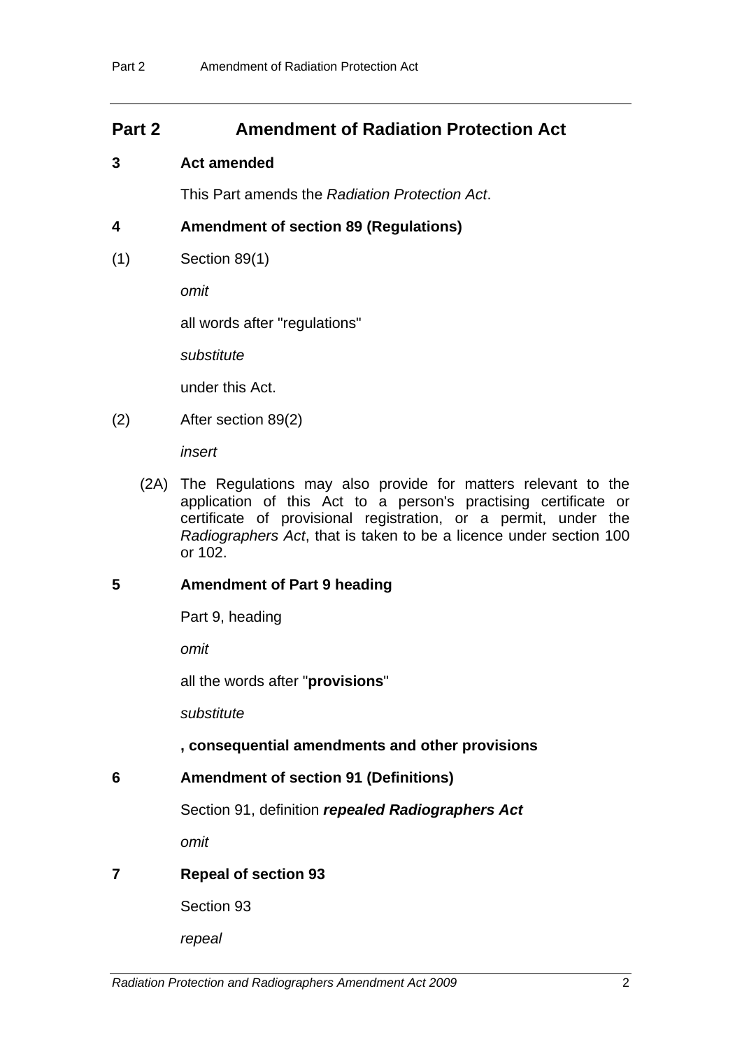## Part 2 Amendment of Radiation Protection Act

### 3 Act amended

This Part amends the *Radiation Protection Act*.

### 4 Amendment of section 89 (Regulations)

(1) Section 89(1)

*omit*

all words after "regulations"

*substitute*

under this Act.

(2) After section 89(2)

*insert*

(2A) The Regulations may also provide for matters relevant to the application of this Act to a person's practising certificate or certificate of provisional registration, or a permit, under the *Radiographers Act*, that is taken to be a licence under section 100 or 102.

### 5 Amendment of Part 9 heading

Part 9, heading

*omit*

all the words after "**provisions**"

*substitute*

**, consequential amendments and other provisions**

### 6 Amendment of section 91 (Definitions)

Section 91, definition ***repealed Radiographers Act***

*omit*

### 7 Repeal of section 93

Section 93

*repeal*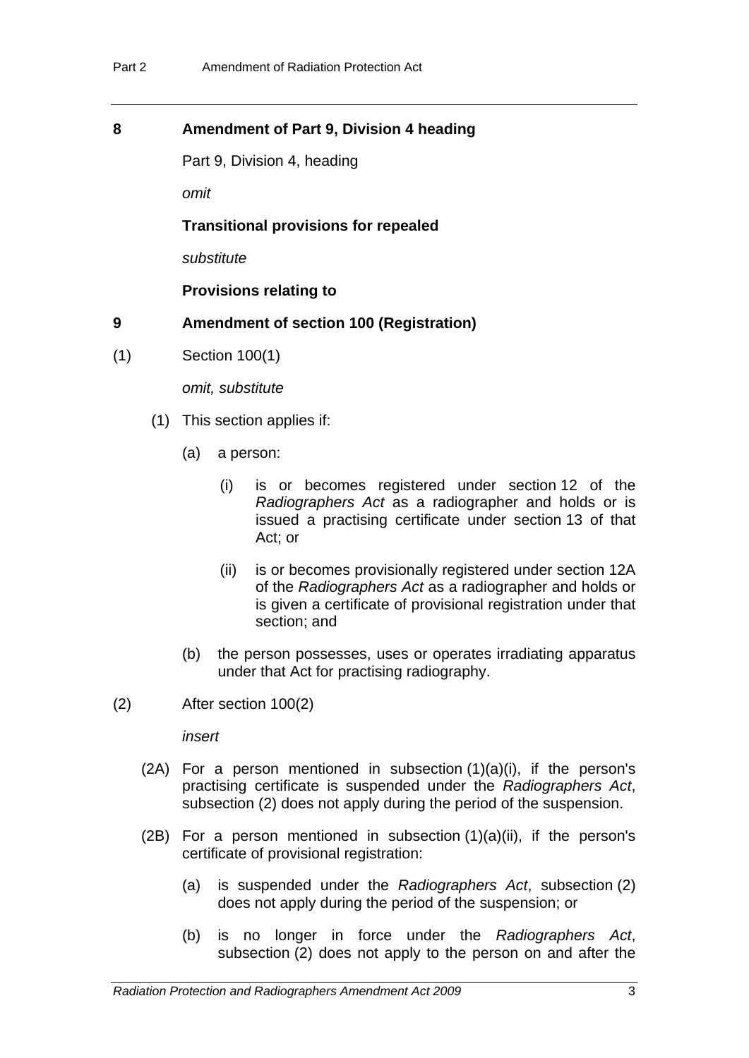### 8 Amendment of Part 9, Division 4 heading

Part 9, Division 4, heading

*omit*

**Transitional provisions for repealed**

*substitute*

**Provisions relating to**

### 9 Amendment of section 100 (Registration)

(1) Section 100(1)

*omit, substitute*

(1) This section applies if:

(a) a person:

(i) is or becomes registered under section 12 of the *Radiographers Act* as a radiographer and holds or is issued a practising certificate under section 13 of that Act; or

(ii) is or becomes provisionally registered under section 12A of the *Radiographers Act* as a radiographer and holds or is given a certificate of provisional registration under that section; and

(b) the person possesses, uses or operates irradiating apparatus under that Act for practising radiography.

(2) After section 100(2)

*insert*

(2A) For a person mentioned in subsection (1)(a)(i), if the person's practising certificate is suspended under the *Radiographers Act*, subsection (2) does not apply during the period of the suspension.

(2B) For a person mentioned in subsection (1)(a)(ii), if the person's certificate of provisional registration:

(a) is suspended under the *Radiographers Act*, subsection (2) does not apply during the period of the suspension; or

(b) is no longer in force under the *Radiographers Act*, subsection (2) does not apply to the person on and after the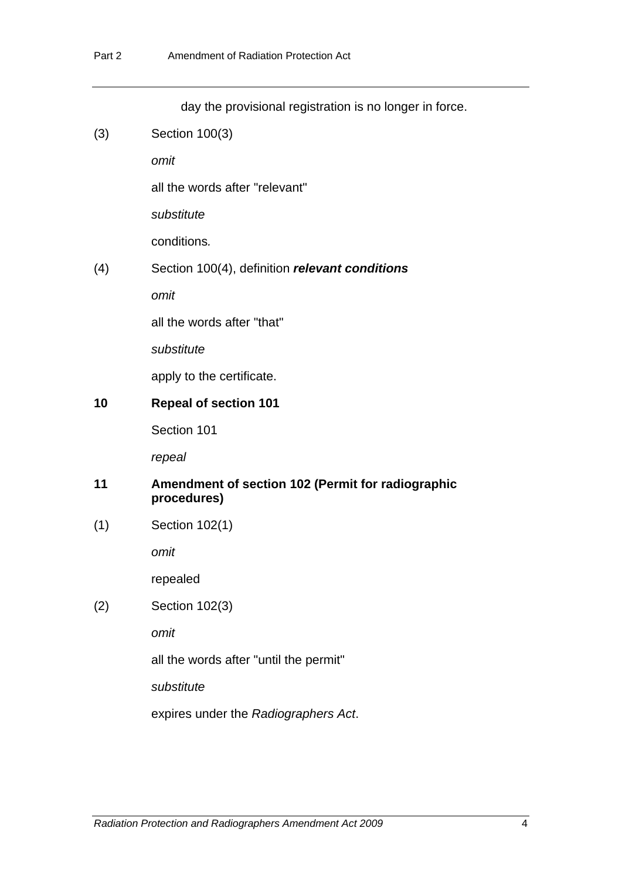day the provisional registration is no longer in force.

(3) Section 100(3)

*omit*

all the words after "relevant"

*substitute*

conditions.

(4) Section 100(4), definition ***relevant conditions***

*omit*

all the words after "that"

*substitute*

apply to the certificate.

**10 Repeal of section 101**

Section 101

*repeal*

**11 Amendment of section 102 (Permit for radiographic procedures)**

(1) Section 102(1)

*omit*

repealed

(2) Section 102(3)

*omit*

all the words after "until the permit"

*substitute*

expires under the *Radiographers Act*.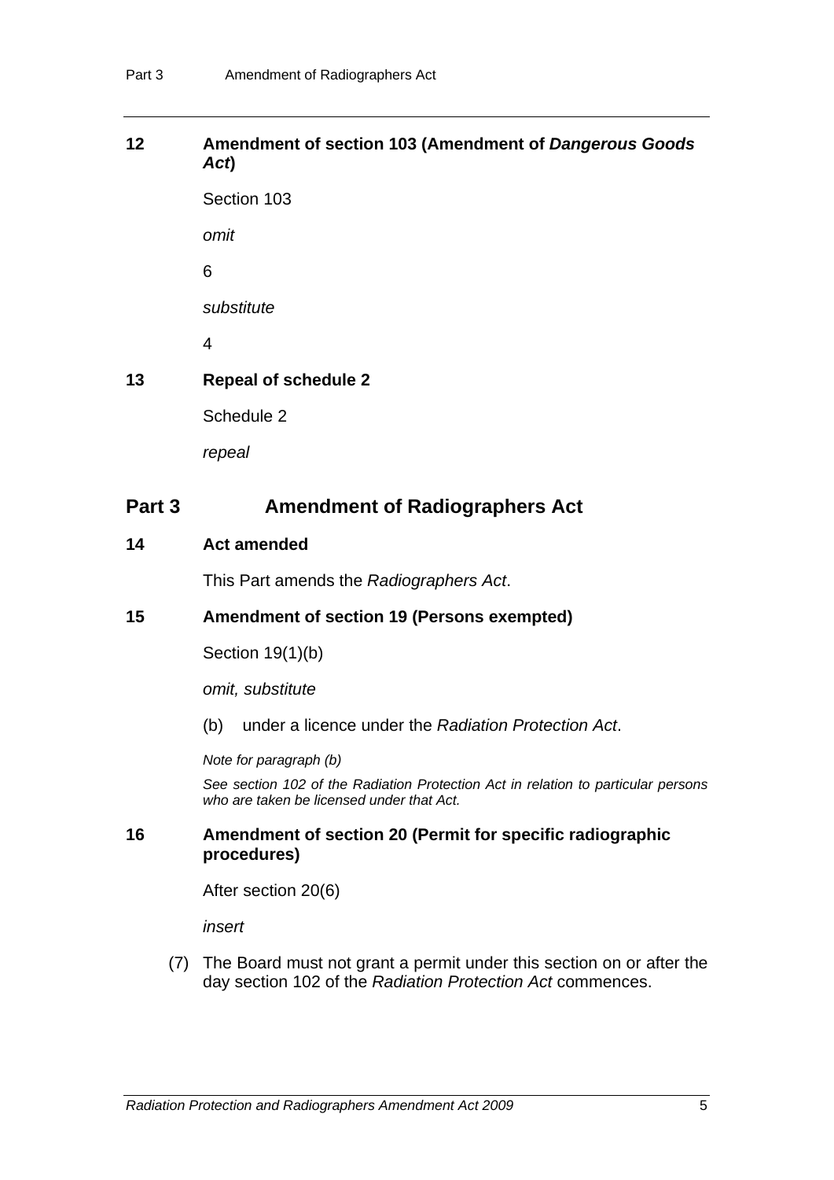### 12 Amendment of section 103 (Amendment of *Dangerous Goods Act*)

Section 103

*omit*

6

*substitute*

4

### 13 Repeal of schedule 2

Schedule 2

*repeal*

## Part 3 Amendment of Radiographers Act

### 14 Act amended

This Part amends the *Radiographers Act*.

### 15 Amendment of section 19 (Persons exempted)

Section 19(1)(b)

*omit, substitute*

(b) under a licence under the *Radiation Protection Act*.

*Note for paragraph (b)*

*See section 102 of the Radiation Protection Act in relation to particular persons who are taken be licensed under that Act.*

### 16 Amendment of section 20 (Permit for specific radiographic procedures)

After section 20(6)

*insert*

(7) The Board must not grant a permit under this section on or after the day section 102 of the *Radiation Protection Act* commences.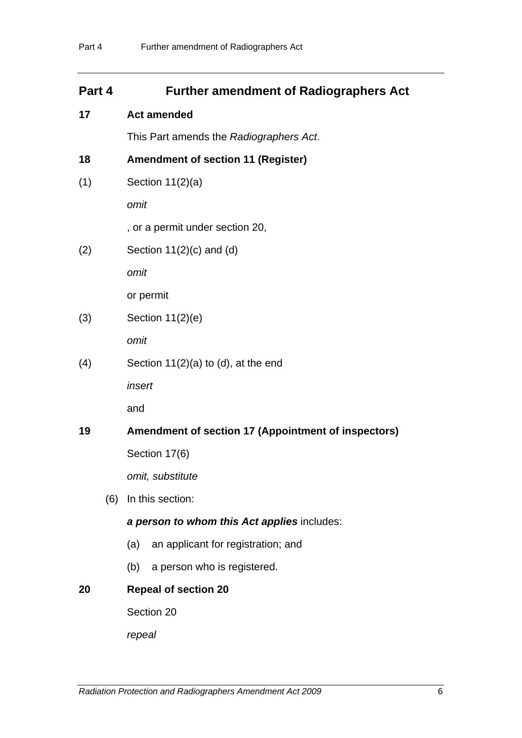## Part 4 Further amendment of Radiographers Act

### 17 Act amended

This Part amends the *Radiographers Act*.

### 18 Amendment of section 11 (Register)

(1) Section 11(2)(a)

*omit*

, or a permit under section 20,

(2) Section 11(2)(c) and (d)

*omit*

or permit

(3) Section 11(2)(e)

*omit*

(4) Section 11(2)(a) to (d), at the end

*insert*

and

### 19 Amendment of section 17 (Appointment of inspectors)

Section 17(6)

*omit, substitute*

(6) In this section:

***a person to whom this Act applies*** includes:

(a) an applicant for registration; and

(b) a person who is registered.

### 20 Repeal of section 20

Section 20

*repeal*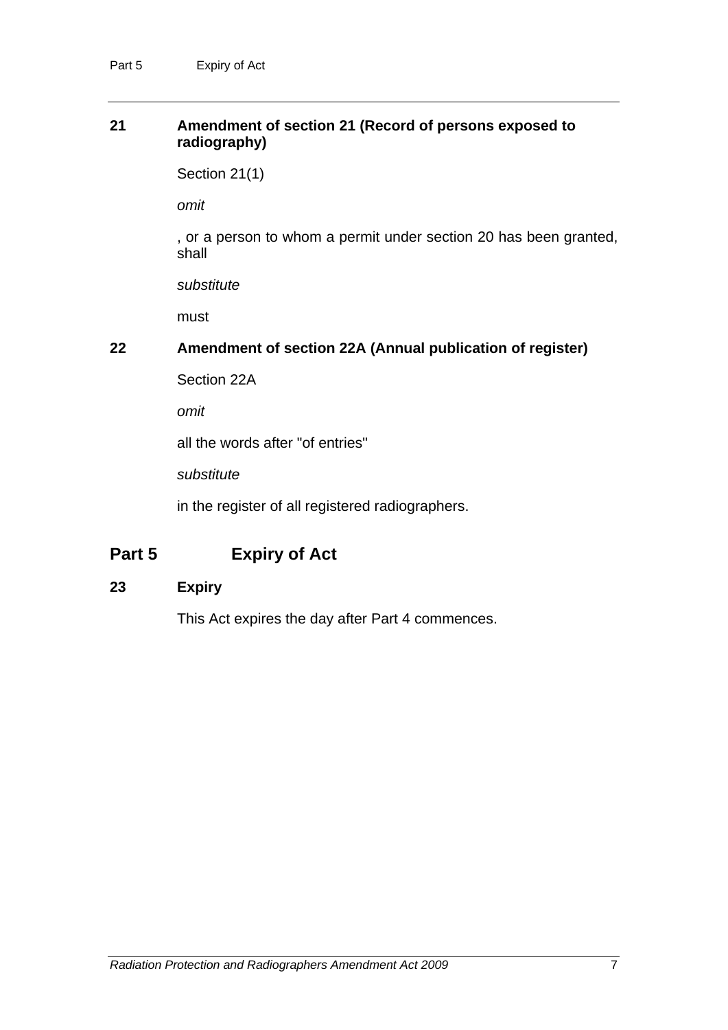### 21 Amendment of section 21 (Record of persons exposed to radiography)

Section 21(1)

*omit*

, or a person to whom a permit under section 20 has been granted, shall

*substitute*

must

### 22 Amendment of section 22A (Annual publication of register)

Section 22A

*omit*

all the words after "of entries"

*substitute*

in the register of all registered radiographers.

## Part 5 Expiry of Act

### 23 Expiry

This Act expires the day after Part 4 commences.